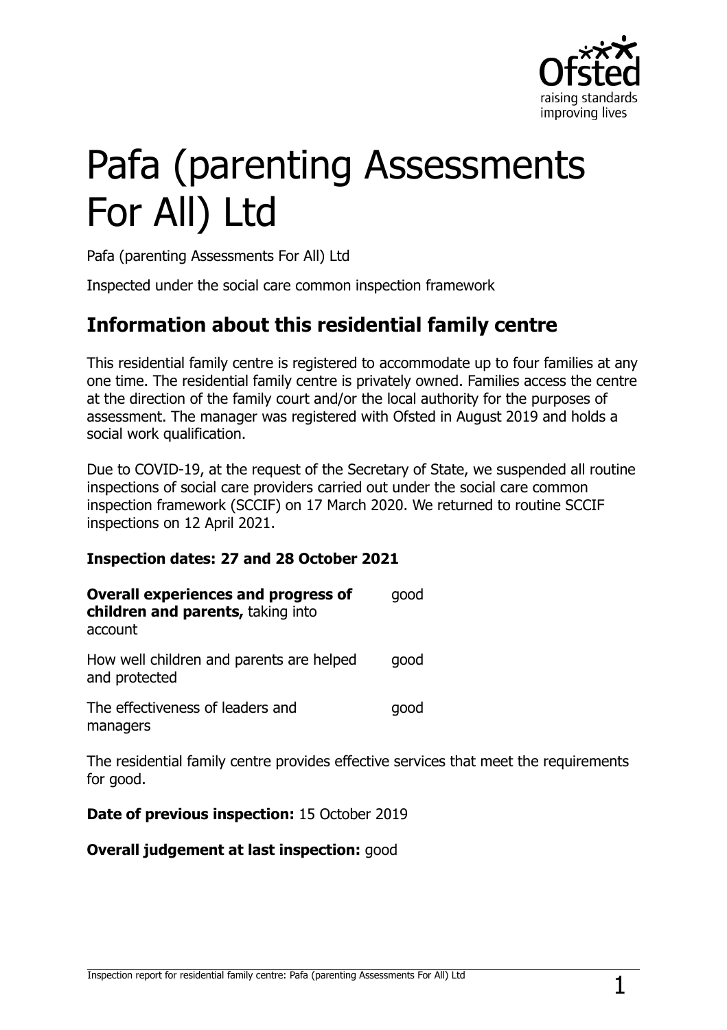# Pafa (parenting Assessments For All) Ltd

Pafa (parenting Assessments For All) Ltd

Inspected under the social care common inspection framework

## Information about this residential family centre

This residential family centre is registered to accommodate up to four families at any one time. The residential family centre is privately owned. Families access the centre at the direction of the family court and/or the local authority for the purposes of assessment. The manager was registered with Ofsted in August 2019 and holds a social work qualification.

Due to COVID-19, at the request of the Secretary of State, we suspended all routine inspections of social care providers carried out under the social care common inspection framework (SCCIF) on 17 March 2020. We returned to routine SCCIF inspections on 12 April 2021.

**Inspection dates: 27 and 28 October 2021**

| | |
|---|---|
| **Overall experiences and progress of children and parents,** taking into account | good |
| How well children and parents are helped and protected | good |
| The effectiveness of leaders and managers | good |

The residential family centre provides effective services that meet the requirements for good.

**Date of previous inspection:** 15 October 2019

**Overall judgement at last inspection:** good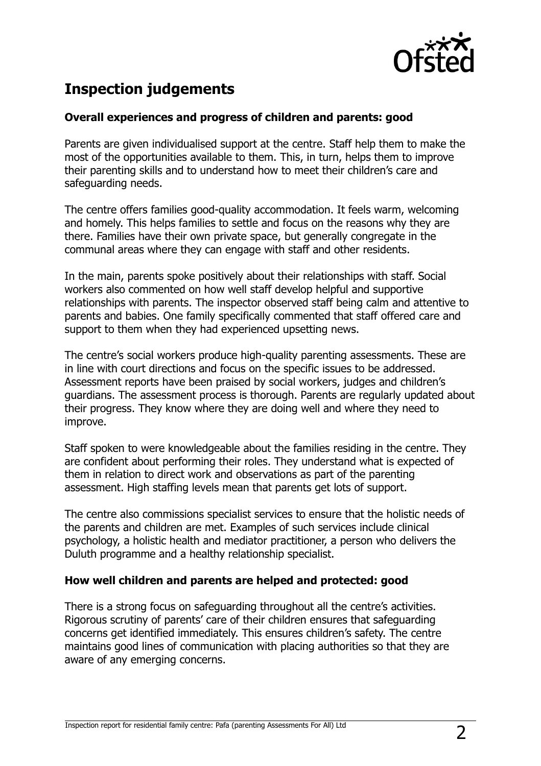## Inspection judgements

### Overall experiences and progress of children and parents: good

Parents are given individualised support at the centre. Staff help them to make the most of the opportunities available to them. This, in turn, helps them to improve their parenting skills and to understand how to meet their children's care and safeguarding needs.

The centre offers families good-quality accommodation. It feels warm, welcoming and homely. This helps families to settle and focus on the reasons why they are there. Families have their own private space, but generally congregate in the communal areas where they can engage with staff and other residents.

In the main, parents spoke positively about their relationships with staff. Social workers also commented on how well staff develop helpful and supportive relationships with parents. The inspector observed staff being calm and attentive to parents and babies. One family specifically commented that staff offered care and support to them when they had experienced upsetting news.

The centre's social workers produce high-quality parenting assessments. These are in line with court directions and focus on the specific issues to be addressed. Assessment reports have been praised by social workers, judges and children's guardians. The assessment process is thorough. Parents are regularly updated about their progress. They know where they are doing well and where they need to improve.

Staff spoken to were knowledgeable about the families residing in the centre. They are confident about performing their roles. They understand what is expected of them in relation to direct work and observations as part of the parenting assessment. High staffing levels mean that parents get lots of support.

The centre also commissions specialist services to ensure that the holistic needs of the parents and children are met. Examples of such services include clinical psychology, a holistic health and mediator practitioner, a person who delivers the Duluth programme and a healthy relationship specialist.

### How well children and parents are helped and protected: good

There is a strong focus on safeguarding throughout all the centre's activities. Rigorous scrutiny of parents' care of their children ensures that safeguarding concerns get identified immediately. This ensures children's safety. The centre maintains good lines of communication with placing authorities so that they are aware of any emerging concerns.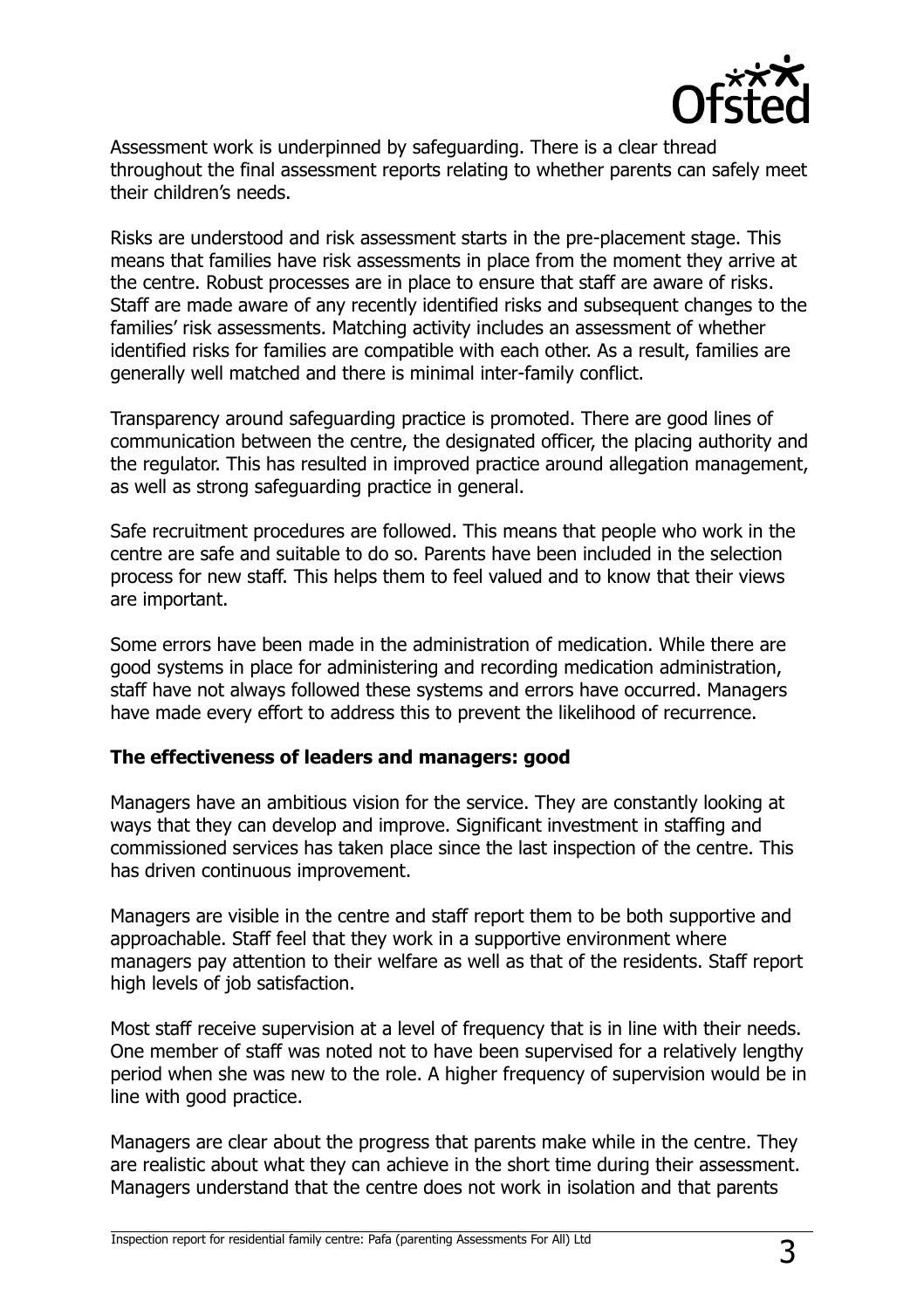Assessment work is underpinned by safeguarding. There is a clear thread throughout the final assessment reports relating to whether parents can safely meet their children's needs.

Risks are understood and risk assessment starts in the pre-placement stage. This means that families have risk assessments in place from the moment they arrive at the centre. Robust processes are in place to ensure that staff are aware of risks. Staff are made aware of any recently identified risks and subsequent changes to the families' risk assessments. Matching activity includes an assessment of whether identified risks for families are compatible with each other. As a result, families are generally well matched and there is minimal inter-family conflict.

Transparency around safeguarding practice is promoted. There are good lines of communication between the centre, the designated officer, the placing authority and the regulator. This has resulted in improved practice around allegation management, as well as strong safeguarding practice in general.

Safe recruitment procedures are followed. This means that people who work in the centre are safe and suitable to do so. Parents have been included in the selection process for new staff. This helps them to feel valued and to know that their views are important.

Some errors have been made in the administration of medication. While there are good systems in place for administering and recording medication administration, staff have not always followed these systems and errors have occurred. Managers have made every effort to address this to prevent the likelihood of recurrence.

**The effectiveness of leaders and managers: good**

Managers have an ambitious vision for the service. They are constantly looking at ways that they can develop and improve. Significant investment in staffing and commissioned services has taken place since the last inspection of the centre. This has driven continuous improvement.

Managers are visible in the centre and staff report them to be both supportive and approachable. Staff feel that they work in a supportive environment where managers pay attention to their welfare as well as that of the residents. Staff report high levels of job satisfaction.

Most staff receive supervision at a level of frequency that is in line with their needs. One member of staff was noted not to have been supervised for a relatively lengthy period when she was new to the role. A higher frequency of supervision would be in line with good practice.

Managers are clear about the progress that parents make while in the centre. They are realistic about what they can achieve in the short time during their assessment. Managers understand that the centre does not work in isolation and that parents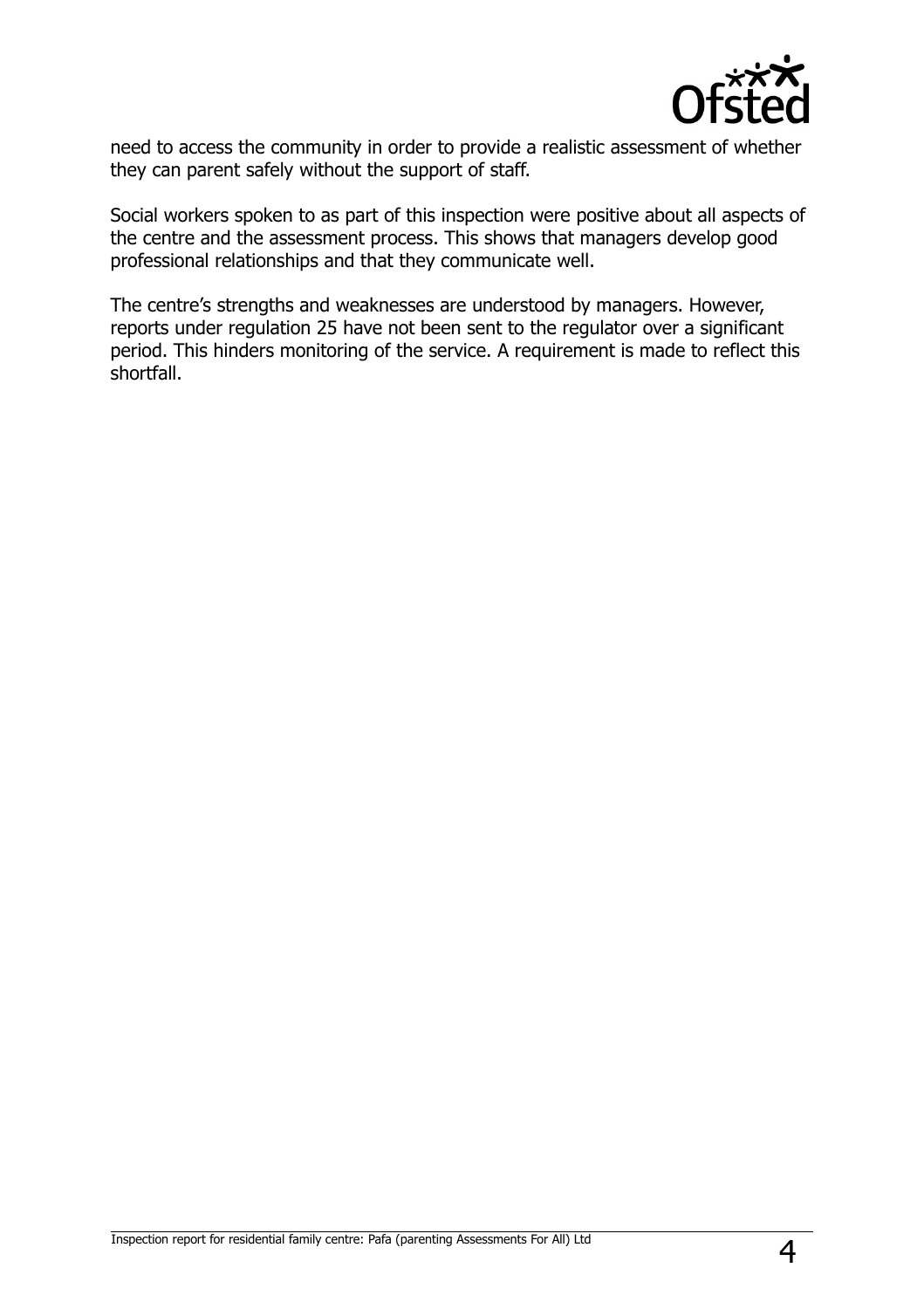need to access the community in order to provide a realistic assessment of whether they can parent safely without the support of staff.

Social workers spoken to as part of this inspection were positive about all aspects of the centre and the assessment process. This shows that managers develop good professional relationships and that they communicate well.

The centre's strengths and weaknesses are understood by managers. However, reports under regulation 25 have not been sent to the regulator over a significant period. This hinders monitoring of the service. A requirement is made to reflect this shortfall.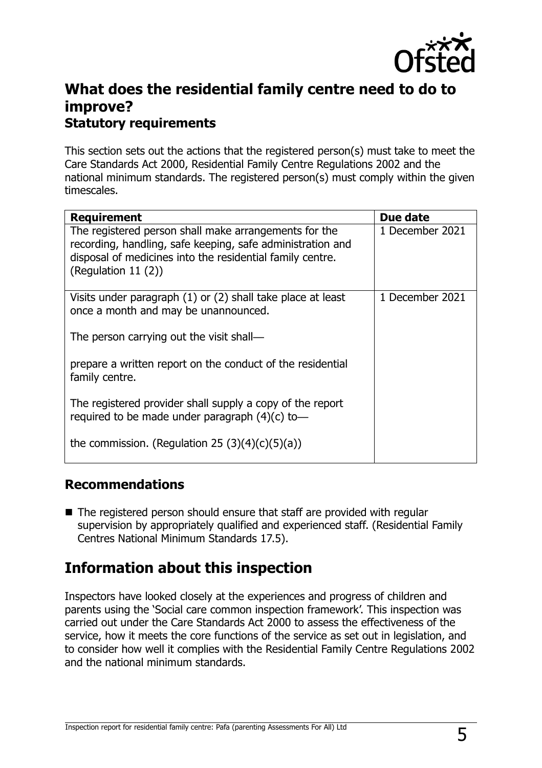## What does the residential family centre need to do to improve?

### Statutory requirements

This section sets out the actions that the registered person(s) must take to meet the Care Standards Act 2000, Residential Family Centre Regulations 2002 and the national minimum standards. The registered person(s) must comply within the given timescales.

| Requirement | Due date |
|---|---|
| The registered person shall make arrangements for the recording, handling, safe keeping, safe administration and disposal of medicines into the residential family centre. (Regulation 11 (2)) | 1 December 2021 |
| Visits under paragraph (1) or (2) shall take place at least once a month and may be unannounced.<br><br>The person carrying out the visit shall—<br><br>prepare a written report on the conduct of the residential family centre.<br><br>The registered provider shall supply a copy of the report required to be made under paragraph (4)(c) to—<br><br>the commission. (Regulation 25 (3)(4)(c)(5)(a)) | 1 December 2021 |

### Recommendations

- The registered person should ensure that staff are provided with regular supervision by appropriately qualified and experienced staff. (Residential Family Centres National Minimum Standards 17.5).

## Information about this inspection

Inspectors have looked closely at the experiences and progress of children and parents using the 'Social care common inspection framework'. This inspection was carried out under the Care Standards Act 2000 to assess the effectiveness of the service, how it meets the core functions of the service as set out in legislation, and to consider how well it complies with the Residential Family Centre Regulations 2002 and the national minimum standards.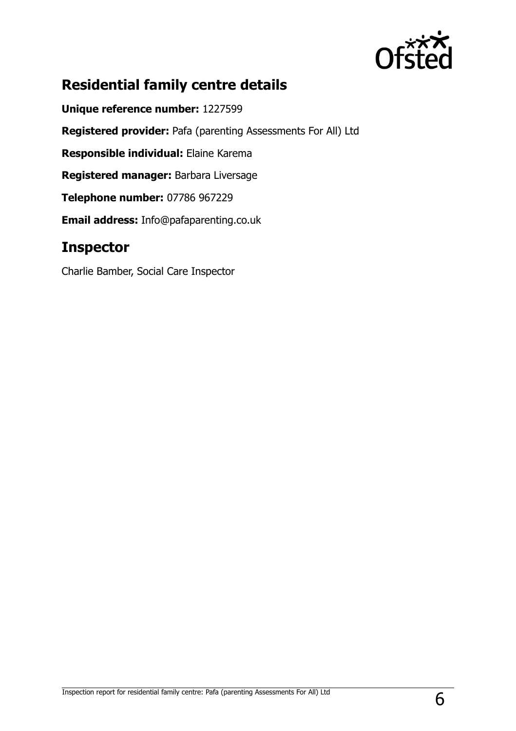## Residential family centre details

**Unique reference number:** 1227599

**Registered provider:** Pafa (parenting Assessments For All) Ltd

**Responsible individual:** Elaine Karema

**Registered manager:** Barbara Liversage

**Telephone number:** 07786 967229

**Email address:** Info@pafaparenting.co.uk

## Inspector

Charlie Bamber, Social Care Inspector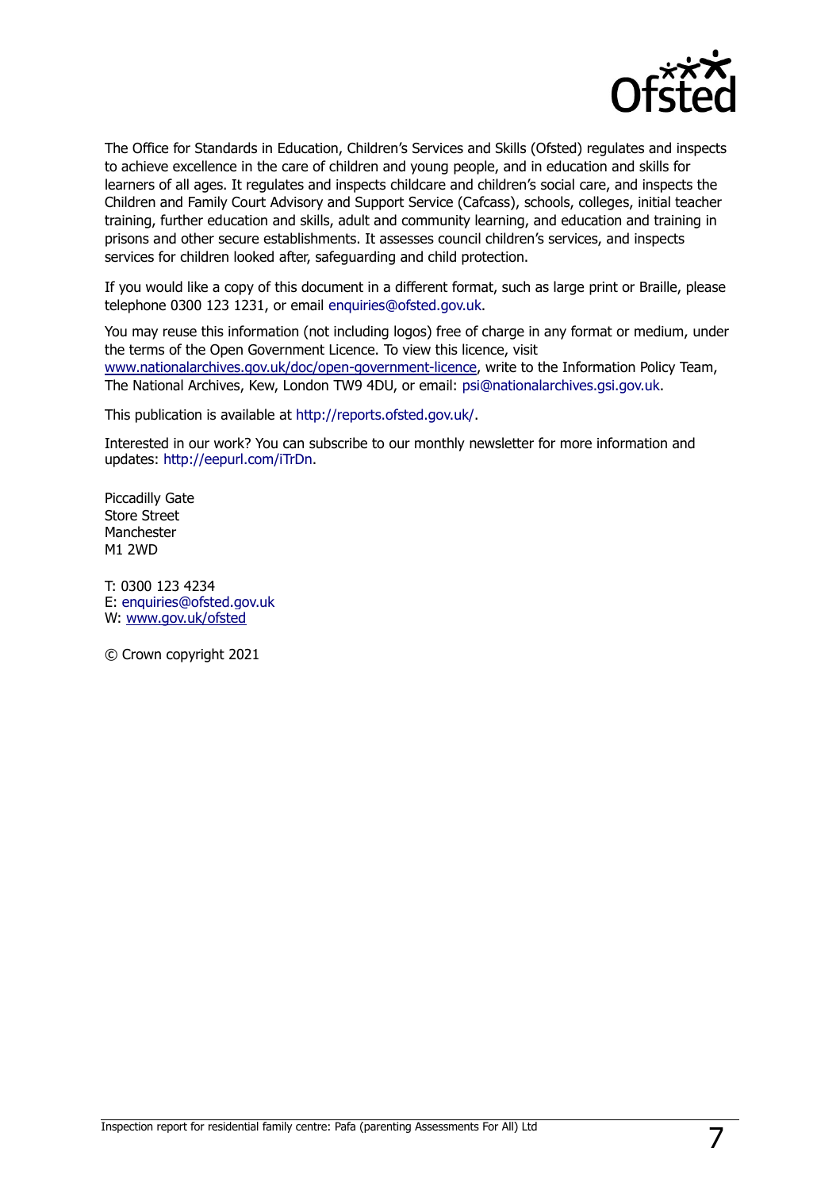The Office for Standards in Education, Children's Services and Skills (Ofsted) regulates and inspects to achieve excellence in the care of children and young people, and in education and skills for learners of all ages. It regulates and inspects childcare and children's social care, and inspects the Children and Family Court Advisory and Support Service (Cafcass), schools, colleges, initial teacher training, further education and skills, adult and community learning, and education and training in prisons and other secure establishments. It assesses council children's services, and inspects services for children looked after, safeguarding and child protection.

If you would like a copy of this document in a different format, such as large print or Braille, please telephone 0300 123 1231, or email enquiries@ofsted.gov.uk.

You may reuse this information (not including logos) free of charge in any format or medium, under the terms of the Open Government Licence. To view this licence, visit www.nationalarchives.gov.uk/doc/open-government-licence, write to the Information Policy Team, The National Archives, Kew, London TW9 4DU, or email: psi@nationalarchives.gsi.gov.uk.

This publication is available at http://reports.ofsted.gov.uk/.

Interested in our work? You can subscribe to our monthly newsletter for more information and updates: http://eepurl.com/iTrDn.

Piccadilly Gate
Store Street
Manchester
M1 2WD

T: 0300 123 4234
E: enquiries@ofsted.gov.uk
W: www.gov.uk/ofsted

© Crown copyright 2021